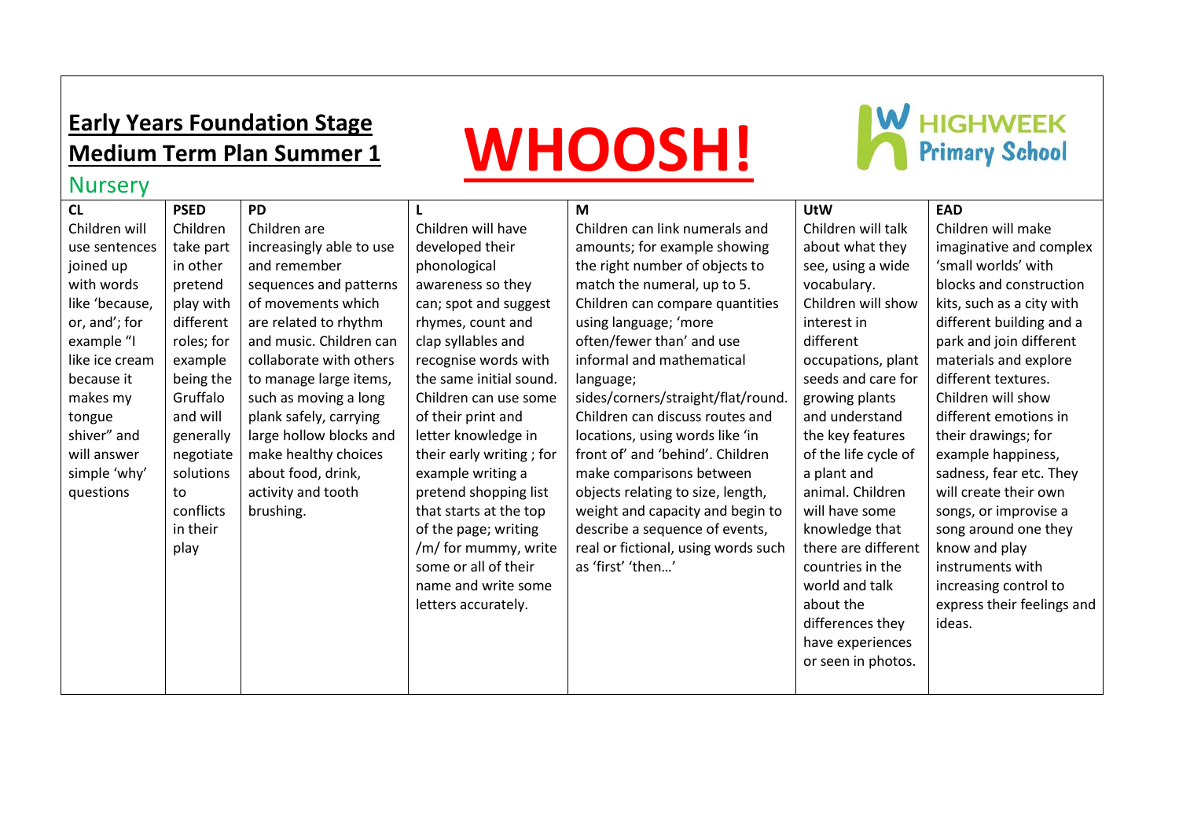**Early Years Foundation Stage**
**Medium Term Plan Summer 1**

# WHOOSH!

HIGHWEEK Primary School

Nursery

| CL | PSED | PD | L | M | UtW | EAD |
|---|---|---|---|---|---|---|
| Children will use sentences joined up with words like 'because, or, and'; for example "I like ice cream because it makes my tongue shiver" and will answer simple 'why' questions | Children take part in other pretend play with different roles; for example being the Gruffalo and will generally negotiate solutions to conflicts in their play | Children are increasingly able to use and remember sequences and patterns of movements which are related to rhythm and music. Children can collaborate with others to manage large items, such as moving a long plank safely, carrying large hollow blocks and make healthy choices about food, drink, activity and tooth brushing. | Children will have developed their phonological awareness so they can; spot and suggest rhymes, count and clap syllables and recognise words with the same initial sound. Children can use some of their print and letter knowledge in their early writing ; for example writing a pretend shopping list that starts at the top of the page; writing /m/ for mummy, write some or all of their name and write some letters accurately. | Children can link numerals and amounts; for example showing the right number of objects to match the numeral, up to 5. Children can compare quantities using language; 'more often/fewer than' and use informal and mathematical language; sides/corners/straight/flat/round. Children can discuss routes and locations, using words like 'in front of' and 'behind'. Children make comparisons between objects relating to size, length, weight and capacity and begin to describe a sequence of events, real or fictional, using words such as 'first' 'then…' | Children will talk about what they see, using a wide vocabulary. Children will show interest in different occupations, plant seeds and care for growing plants and understand the key features of the life cycle of a plant and animal. Children will have some knowledge that there are different countries in the world and talk about the differences they have experiences or seen in photos. | Children will make imaginative and complex 'small worlds' with blocks and construction kits, such as a city with different building and a park and join different materials and explore different textures. Children will show different emotions in their drawings; for example happiness, sadness, fear etc. They will create their own songs, or improvise a song around one they know and play instruments with increasing control to express their feelings and ideas. |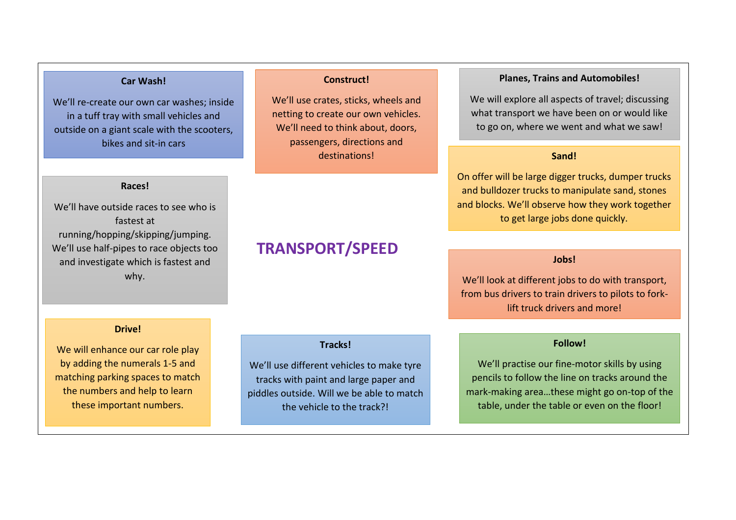# TRANSPORT/SPEED

### Car Wash!

We'll re-create our own car washes; inside in a tuff tray with small vehicles and outside on a giant scale with the scooters, bikes and sit-in cars

### Construct!

We'll use crates, sticks, wheels and netting to create our own vehicles. We'll need to think about, doors, passengers, directions and destinations!

### Planes, Trains and Automobiles!

We will explore all aspects of travel; discussing what transport we have been on or would like to go on, where we went and what we saw!

### Races!

We'll have outside races to see who is fastest at running/hopping/skipping/jumping. We'll use half-pipes to race objects too and investigate which is fastest and why.

### Sand!

On offer will be large digger trucks, dumper trucks and bulldozer trucks to manipulate sand, stones and blocks. We'll observe how they work together to get large jobs done quickly.

### Jobs!

We'll look at different jobs to do with transport, from bus drivers to train drivers to pilots to fork-lift truck drivers and more!

### Drive!

We will enhance our car role play by adding the numerals 1-5 and matching parking spaces to match the numbers and help to learn these important numbers.

### Tracks!

We'll use different vehicles to make tyre tracks with paint and large paper and piddles outside. Will we be able to match the vehicle to the track?!

### Follow!

We'll practise our fine-motor skills by using pencils to follow the line on tracks around the mark-making area…these might go on-top of the table, under the table or even on the floor!